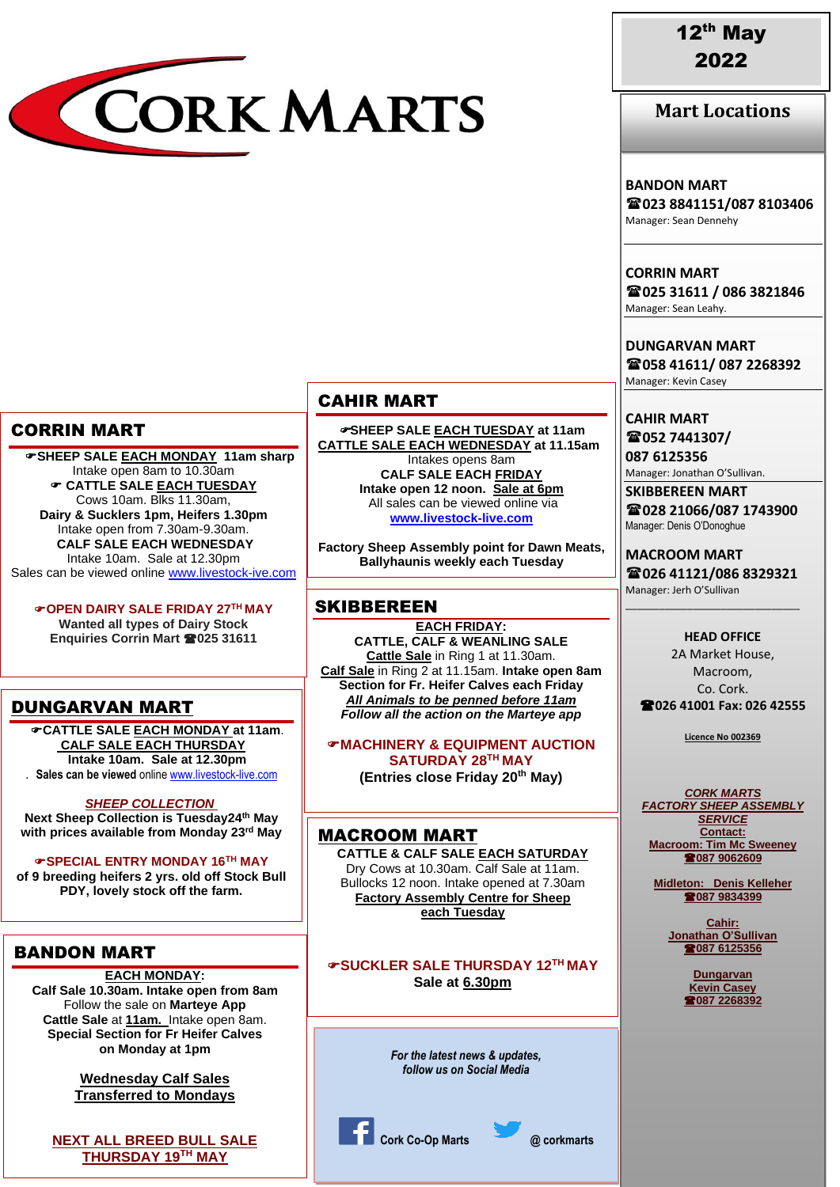# CORK MARTS

**12th May 2022**

## CORRIN MART

☞**SHEEP SALE EACH MONDAY 11am sharp**
Intake open 8am to 10.30am
☞ **CATTLE SALE EACH TUESDAY**
Cows 10am. Blks 11.30am,
**Dairy & Sucklers 1pm, Heifers 1.30pm**
Intake open from 7.30am-9.30am.
**CALF SALE EACH WEDNESDAY**
Intake 10am. Sale at 12.30pm
Sales can be viewed online www.livestock-ive.com

☞**OPEN DAIRY SALE FRIDAY 27TH MAY**
**Wanted all types of Dairy Stock**
**Enquiries Corrin Mart ☎025 31611**

## DUNGARVAN MART

☞**CATTLE SALE EACH MONDAY at 11am.**
**CALF SALE EACH THURSDAY**
**Intake 10am. Sale at 12.30pm**
**Sales can be viewed** online www.livestock-live.com

***SHEEP COLLECTION***
**Next Sheep Collection is Tuesday24th May with prices available from Monday 23rd May**

☞**SPECIAL ENTRY MONDAY 16TH MAY of 9 breeding heifers 2 yrs. old off Stock Bull PDY, lovely stock off the farm.**

## BANDON MART

**EACH MONDAY:**
**Calf Sale 10.30am. Intake open from 8am**
Follow the sale on **Marteye App**
**Cattle Sale** at **11am.** Intake open 8am.
**Special Section for Fr Heifer Calves on Monday at 1pm**

**Wednesday Calf Sales Transferred to Mondays**

**NEXT ALL BREED BULL SALE THURSDAY 19TH MAY**

## CAHIR MART

☞**SHEEP SALE EACH TUESDAY at 11am**
**CATTLE SALE EACH WEDNESDAY at 11.15am**
Intakes opens 8am
**CALF SALE EACH FRIDAY**
**Intake open 12 noon. Sale at 6pm**
All sales can be viewed online via
**www.livestock-live.com**

**Factory Sheep Assembly point for Dawn Meats, Ballyhaunis weekly each Tuesday**

## SKIBBEREEN

**EACH FRIDAY:**
**CATTLE, CALF & WEANLING SALE**
**Cattle Sale** in Ring 1 at 11.30am.
**Calf Sale** in Ring 2 at 11.15am. **Intake open 8am**
**Section for Fr. Heifer Calves each Friday**
***All Animals to be penned before 11am***
***Follow all the action on the Marteye app***

☞**MACHINERY & EQUIPMENT AUCTION SATURDAY 28TH MAY**
**(Entries close Friday 20th May)**

## MACROOM MART

**CATTLE & CALF SALE EACH SATURDAY**
Dry Cows at 10.30am. Calf Sale at 11am.
Bullocks 12 noon. Intake opened at 7.30am
**Factory Assembly Centre for Sheep each Tuesday**

☞**SUCKLER SALE THURSDAY 12TH MAY**
**Sale at 6.30pm**

*For the latest news & updates, follow us on Social Media*

Cork Co-Op Marts — @ corkmarts

## Mart Locations

**BANDON MART**
☎023 8841151/087 8103406
Manager: Sean Dennehy

**CORRIN MART**
☎025 31611 / 086 3821846
Manager: Sean Leahy.

**DUNGARVAN MART**
☎058 41611/ 087 2268392
Manager: Kevin Casey

**CAHIR MART**
☎052 7441307/ 087 6125356
Manager: Jonathan O'Sullivan.

**SKIBBEREEN MART**
☎028 21066/087 1743900
Manager: Denis O'Donoghue

**MACROOM MART**
☎026 41121/086 8329321
Manager: Jerh O'Sullivan

**HEAD OFFICE**
2A Market House,
Macroom,
Co. Cork.
☎026 41001 Fax: 026 42555

Licence No 002369

***CORK MARTS FACTORY SHEEP ASSEMBLY SERVICE***
**Contact:**
**Macroom: Tim Mc Sweeney** ☎087 9062609

**Midleton: Denis Kelleher** ☎087 9834399

**Cahir: Jonathan O'Sullivan** ☎087 6125356

**Dungarvan Kevin Casey** ☎087 2268392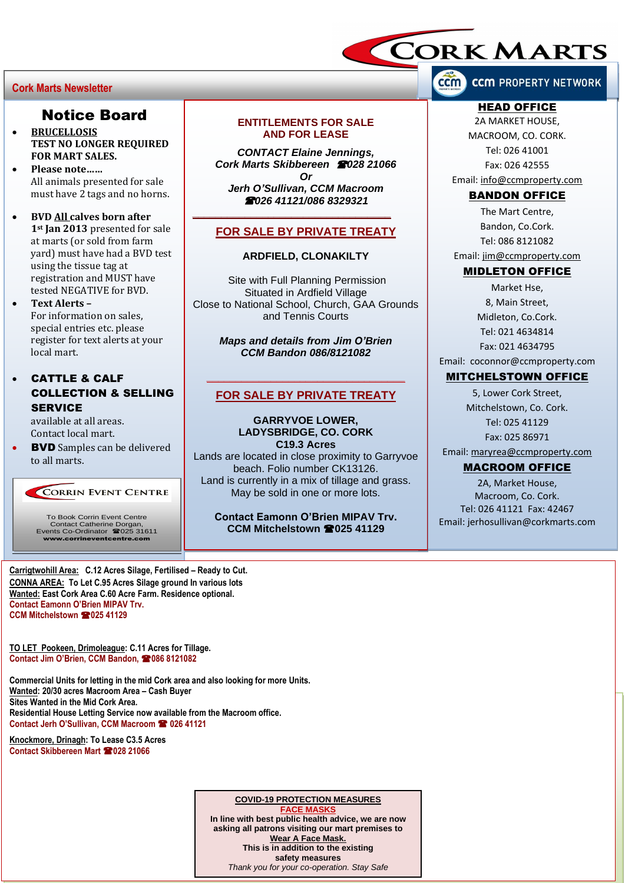# Cork Marts

CCM PROPERTY NETWORK

Cork Marts Newsletter

## Notice Board

- **BRUCELLOSIS**
  **TEST NO LONGER REQUIRED FOR MART SALES.**
- **Please note……**
  All animals presented for sale must have 2 tags and no horns.
- **BVD All calves born after 1st Jan 2013** presented for sale at marts (or sold from farm yard) must have had a BVD test using the tissue tag at registration and MUST have tested NEGATIVE for BVD.
- **Text Alerts –**
  For information on sales, special entries etc. please register for text alerts at your local mart.
- **CATTLE & CALF COLLECTION & SELLING SERVICE**
  available at all areas.
  Contact local mart.
- **BVD** Samples can be delivered to all marts.

**CORRIN EVENT CENTRE**

To Book Corrin Event Centre
Contact Catherine Dorgan,
Events Co-Ordinator ☎025 31611
**www.corrineventcentre.com**

### ENTITLEMENTS FOR SALE AND FOR LEASE

***CONTACT Elaine Jennings,***
***Cork Marts Skibbereen ☎028 21066***
***Or***
***Jerh O'Sullivan, CCM Macroom***
***☎026 41121/086 8329321***

### FOR SALE BY PRIVATE TREATY

**ARDFIELD, CLONAKILTY**

Site with Full Planning Permission
Situated in Ardfield Village
Close to National School, Church, GAA Grounds and Tennis Courts

***Maps and details from Jim O'Brien***
***CCM Bandon 086/8121082***

### FOR SALE BY PRIVATE TREATY

**GARRYVOE LOWER,**
**LADYSBRIDGE, CO. CORK**
**C19.3 Acres**
Lands are located in close proximity to Garryvoe beach. Folio number CK13126.
Land is currently in a mix of tillage and grass.
May be sold in one or more lots.

**Contact Eamonn O'Brien MIPAV Trv.**
**CCM Mitchelstown ☎025 41129**

### HEAD OFFICE

2A MARKET HOUSE,
MACROOM, CO. CORK.
Tel: 026 41001
Fax: 026 42555
Email: info@ccmproperty.com

### BANDON OFFICE

The Mart Centre,
Bandon, Co.Cork.
Tel: 086 8121082
Email: jim@ccmproperty.com

### MIDLETON OFFICE

Market Hse,
8, Main Street,
Midleton, Co.Cork.
Tel: 021 4634814
Fax: 021 4634795
Email: coconnor@ccmproperty.com

### MITCHELSTOWN OFFICE

5, Lower Cork Street,
Mitchelstown, Co. Cork.
Tel: 025 41129
Fax: 025 86971
Email: maryrea@ccmproperty.com

### MACROOM OFFICE

2A, Market House,
Macroom, Co. Cork.
Tel: 026 41121 Fax: 42467
Email: jerhosullivan@corkmarts.com

**Carrigtwohill Area: C.12 Acres Silage, Fertilised – Ready to Cut.**
**CONNA AREA: To Let C.95 Acres Silage ground In various lots**
**Wanted: East Cork Area C.60 Acre Farm. Residence optional.**
**Contact Eamonn O'Brien MIPAV Trv.**
**CCM Mitchelstown ☎025 41129**

**TO LET Pookeen, Drimoleague: C.11 Acres for Tillage.**
**Contact Jim O'Brien, CCM Bandon, ☎086 8121082**

**Commercial Units for letting in the mid Cork area and also looking for more Units.**
**Wanted: 20/30 acres Macroom Area – Cash Buyer**
**Sites Wanted in the Mid Cork Area.**
**Residential House Letting Service now available from the Macroom office.**
**Contact Jerh O'Sullivan, CCM Macroom ☎ 026 41121**

**Knockmore, Drinagh: To Lease C3.5 Acres**
**Contact Skibbereen Mart ☎028 21066**

**COVID-19 PROTECTION MEASURES**
**FACE MASKS**
**In line with best public health advice, we are now asking all patrons visiting our mart premises to Wear A Face Mask.**
**This is in addition to the existing safety measures**
*Thank you for your co-operation. Stay Safe*